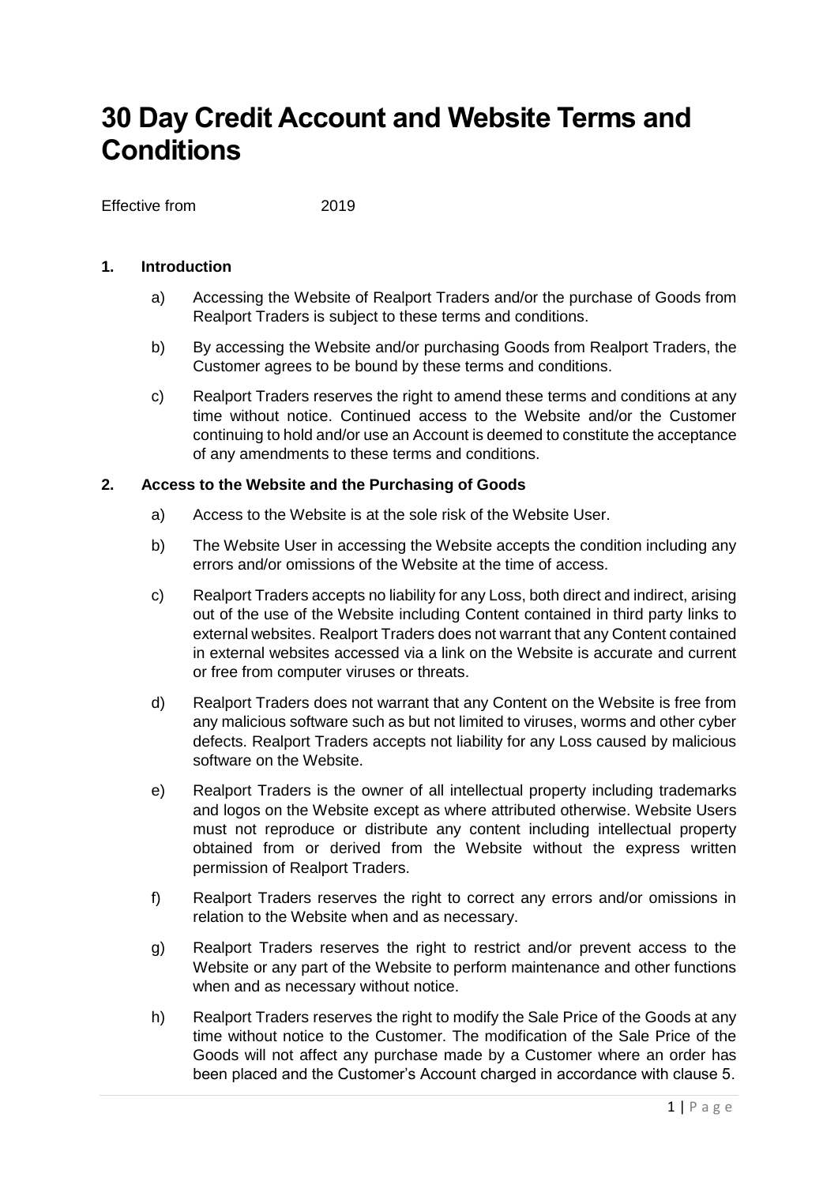# 30 Day Credit Account and Website Terms and Conditions

Effective from 2019

## 1. Introduction

a) Accessing the Website of Realport Traders and/or the purchase of Goods from Realport Traders is subject to these terms and conditions.

b) By accessing the Website and/or purchasing Goods from Realport Traders, the Customer agrees to be bound by these terms and conditions.

c) Realport Traders reserves the right to amend these terms and conditions at any time without notice. Continued access to the Website and/or the Customer continuing to hold and/or use an Account is deemed to constitute the acceptance of any amendments to these terms and conditions.

## 2. Access to the Website and the Purchasing of Goods

a) Access to the Website is at the sole risk of the Website User.

b) The Website User in accessing the Website accepts the condition including any errors and/or omissions of the Website at the time of access.

c) Realport Traders accepts no liability for any Loss, both direct and indirect, arising out of the use of the Website including Content contained in third party links to external websites. Realport Traders does not warrant that any Content contained in external websites accessed via a link on the Website is accurate and current or free from computer viruses or threats.

d) Realport Traders does not warrant that any Content on the Website is free from any malicious software such as but not limited to viruses, worms and other cyber defects. Realport Traders accepts not liability for any Loss caused by malicious software on the Website.

e) Realport Traders is the owner of all intellectual property including trademarks and logos on the Website except as where attributed otherwise. Website Users must not reproduce or distribute any content including intellectual property obtained from or derived from the Website without the express written permission of Realport Traders.

f) Realport Traders reserves the right to correct any errors and/or omissions in relation to the Website when and as necessary.

g) Realport Traders reserves the right to restrict and/or prevent access to the Website or any part of the Website to perform maintenance and other functions when and as necessary without notice.

h) Realport Traders reserves the right to modify the Sale Price of the Goods at any time without notice to the Customer. The modification of the Sale Price of the Goods will not affect any purchase made by a Customer where an order has been placed and the Customer's Account charged in accordance with clause 5.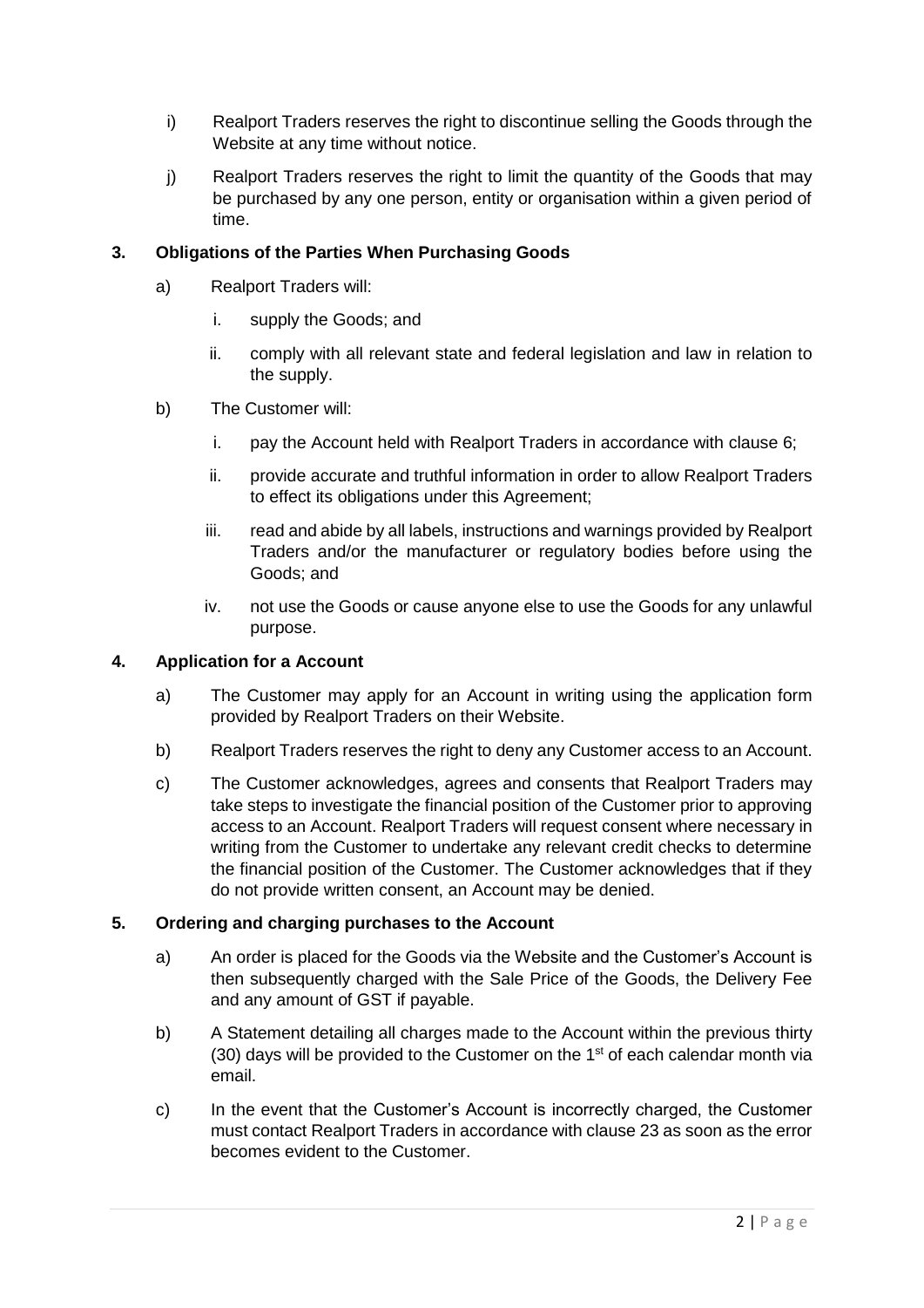i) Realport Traders reserves the right to discontinue selling the Goods through the Website at any time without notice.

j) Realport Traders reserves the right to limit the quantity of the Goods that may be purchased by any one person, entity or organisation within a given period of time.

## 3. Obligations of the Parties When Purchasing Goods

a) Realport Traders will:

i. supply the Goods; and

ii. comply with all relevant state and federal legislation and law in relation to the supply.

b) The Customer will:

i. pay the Account held with Realport Traders in accordance with clause 6;

ii. provide accurate and truthful information in order to allow Realport Traders to effect its obligations under this Agreement;

iii. read and abide by all labels, instructions and warnings provided by Realport Traders and/or the manufacturer or regulatory bodies before using the Goods; and

iv. not use the Goods or cause anyone else to use the Goods for any unlawful purpose.

## 4. Application for a Account

a) The Customer may apply for an Account in writing using the application form provided by Realport Traders on their Website.

b) Realport Traders reserves the right to deny any Customer access to an Account.

c) The Customer acknowledges, agrees and consents that Realport Traders may take steps to investigate the financial position of the Customer prior to approving access to an Account. Realport Traders will request consent where necessary in writing from the Customer to undertake any relevant credit checks to determine the financial position of the Customer. The Customer acknowledges that if they do not provide written consent, an Account may be denied.

## 5. Ordering and charging purchases to the Account

a) An order is placed for the Goods via the Website and the Customer's Account is then subsequently charged with the Sale Price of the Goods, the Delivery Fee and any amount of GST if payable.

b) A Statement detailing all charges made to the Account within the previous thirty (30) days will be provided to the Customer on the 1st of each calendar month via email.

c) In the event that the Customer's Account is incorrectly charged, the Customer must contact Realport Traders in accordance with clause 23 as soon as the error becomes evident to the Customer.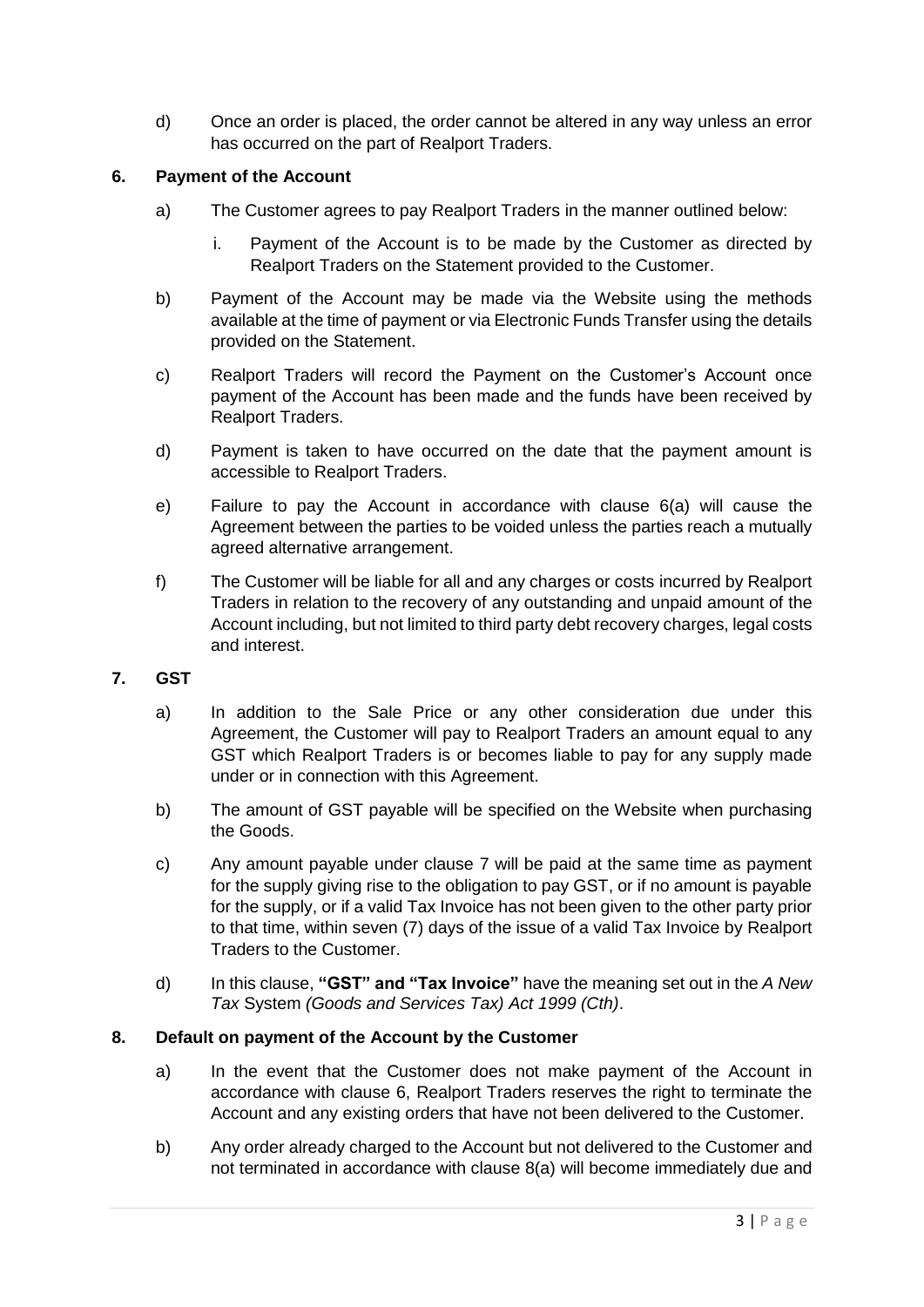d) Once an order is placed, the order cannot be altered in any way unless an error has occurred on the part of Realport Traders.

**6. Payment of the Account**

a) The Customer agrees to pay Realport Traders in the manner outlined below:

   i. Payment of the Account is to be made by the Customer as directed by Realport Traders on the Statement provided to the Customer.

b) Payment of the Account may be made via the Website using the methods available at the time of payment or via Electronic Funds Transfer using the details provided on the Statement.

c) Realport Traders will record the Payment on the Customer's Account once payment of the Account has been made and the funds have been received by Realport Traders.

d) Payment is taken to have occurred on the date that the payment amount is accessible to Realport Traders.

e) Failure to pay the Account in accordance with clause 6(a) will cause the Agreement between the parties to be voided unless the parties reach a mutually agreed alternative arrangement.

f) The Customer will be liable for all and any charges or costs incurred by Realport Traders in relation to the recovery of any outstanding and unpaid amount of the Account including, but not limited to third party debt recovery charges, legal costs and interest.

**7. GST**

a) In addition to the Sale Price or any other consideration due under this Agreement, the Customer will pay to Realport Traders an amount equal to any GST which Realport Traders is or becomes liable to pay for any supply made under or in connection with this Agreement.

b) The amount of GST payable will be specified on the Website when purchasing the Goods.

c) Any amount payable under clause 7 will be paid at the same time as payment for the supply giving rise to the obligation to pay GST, or if no amount is payable for the supply, or if a valid Tax Invoice has not been given to the other party prior to that time, within seven (7) days of the issue of a valid Tax Invoice by Realport Traders to the Customer.

d) In this clause, **"GST" and "Tax Invoice"** have the meaning set out in the *A New Tax* System *(Goods and Services Tax) Act 1999 (Cth)*.

**8. Default on payment of the Account by the Customer**

a) In the event that the Customer does not make payment of the Account in accordance with clause 6, Realport Traders reserves the right to terminate the Account and any existing orders that have not been delivered to the Customer.

b) Any order already charged to the Account but not delivered to the Customer and not terminated in accordance with clause 8(a) will become immediately due and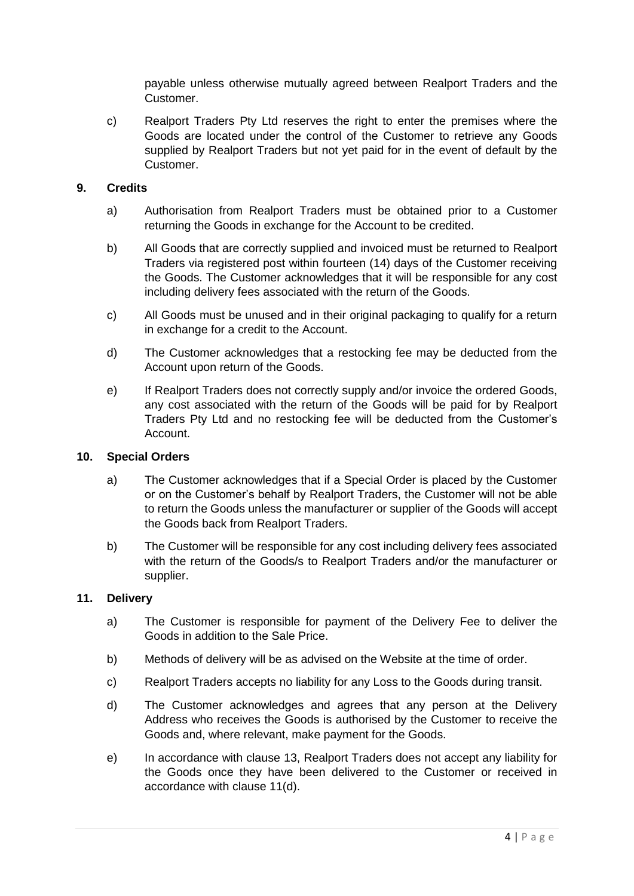payable unless otherwise mutually agreed between Realport Traders and the Customer.

c) Realport Traders Pty Ltd reserves the right to enter the premises where the Goods are located under the control of the Customer to retrieve any Goods supplied by Realport Traders but not yet paid for in the event of default by the Customer.

## 9. Credits

a) Authorisation from Realport Traders must be obtained prior to a Customer returning the Goods in exchange for the Account to be credited.

b) All Goods that are correctly supplied and invoiced must be returned to Realport Traders via registered post within fourteen (14) days of the Customer receiving the Goods. The Customer acknowledges that it will be responsible for any cost including delivery fees associated with the return of the Goods.

c) All Goods must be unused and in their original packaging to qualify for a return in exchange for a credit to the Account.

d) The Customer acknowledges that a restocking fee may be deducted from the Account upon return of the Goods.

e) If Realport Traders does not correctly supply and/or invoice the ordered Goods, any cost associated with the return of the Goods will be paid for by Realport Traders Pty Ltd and no restocking fee will be deducted from the Customer's Account.

## 10. Special Orders

a) The Customer acknowledges that if a Special Order is placed by the Customer or on the Customer's behalf by Realport Traders, the Customer will not be able to return the Goods unless the manufacturer or supplier of the Goods will accept the Goods back from Realport Traders.

b) The Customer will be responsible for any cost including delivery fees associated with the return of the Goods/s to Realport Traders and/or the manufacturer or supplier.

## 11. Delivery

a) The Customer is responsible for payment of the Delivery Fee to deliver the Goods in addition to the Sale Price.

b) Methods of delivery will be as advised on the Website at the time of order.

c) Realport Traders accepts no liability for any Loss to the Goods during transit.

d) The Customer acknowledges and agrees that any person at the Delivery Address who receives the Goods is authorised by the Customer to receive the Goods and, where relevant, make payment for the Goods.

e) In accordance with clause 13, Realport Traders does not accept any liability for the Goods once they have been delivered to the Customer or received in accordance with clause 11(d).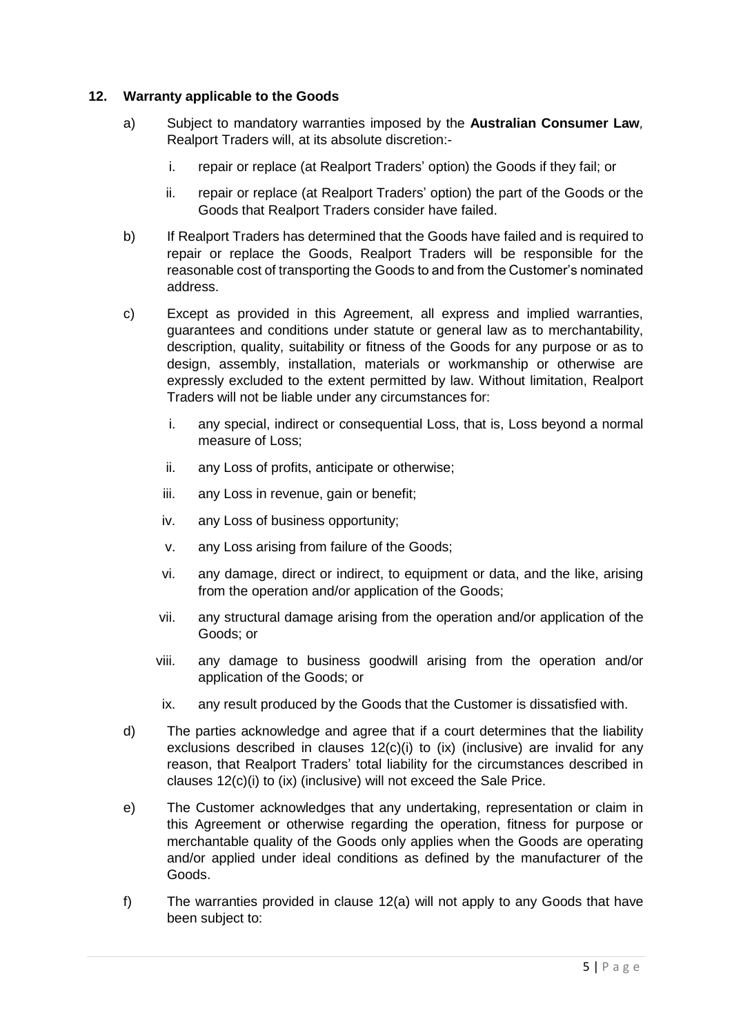## 12. Warranty applicable to the Goods

a) Subject to mandatory warranties imposed by the **Australian Consumer Law***,* Realport Traders will, at its absolute discretion:-

   i. repair or replace (at Realport Traders' option) the Goods if they fail; or

   ii. repair or replace (at Realport Traders' option) the part of the Goods or the Goods that Realport Traders consider have failed.

b) If Realport Traders has determined that the Goods have failed and is required to repair or replace the Goods, Realport Traders will be responsible for the reasonable cost of transporting the Goods to and from the Customer's nominated address.

c) Except as provided in this Agreement, all express and implied warranties, guarantees and conditions under statute or general law as to merchantability, description, quality, suitability or fitness of the Goods for any purpose or as to design, assembly, installation, materials or workmanship or otherwise are expressly excluded to the extent permitted by law. Without limitation, Realport Traders will not be liable under any circumstances for:

   i. any special, indirect or consequential Loss, that is, Loss beyond a normal measure of Loss;

   ii. any Loss of profits, anticipate or otherwise;

   iii. any Loss in revenue, gain or benefit;

   iv. any Loss of business opportunity;

   v. any Loss arising from failure of the Goods;

   vi. any damage, direct or indirect, to equipment or data, and the like, arising from the operation and/or application of the Goods;

   vii. any structural damage arising from the operation and/or application of the Goods; or

   viii. any damage to business goodwill arising from the operation and/or application of the Goods; or

   ix. any result produced by the Goods that the Customer is dissatisfied with.

d) The parties acknowledge and agree that if a court determines that the liability exclusions described in clauses 12(c)(i) to (ix) (inclusive) are invalid for any reason, that Realport Traders' total liability for the circumstances described in clauses 12(c)(i) to (ix) (inclusive) will not exceed the Sale Price.

e) The Customer acknowledges that any undertaking, representation or claim in this Agreement or otherwise regarding the operation, fitness for purpose or merchantable quality of the Goods only applies when the Goods are operating and/or applied under ideal conditions as defined by the manufacturer of the Goods.

f) The warranties provided in clause 12(a) will not apply to any Goods that have been subject to: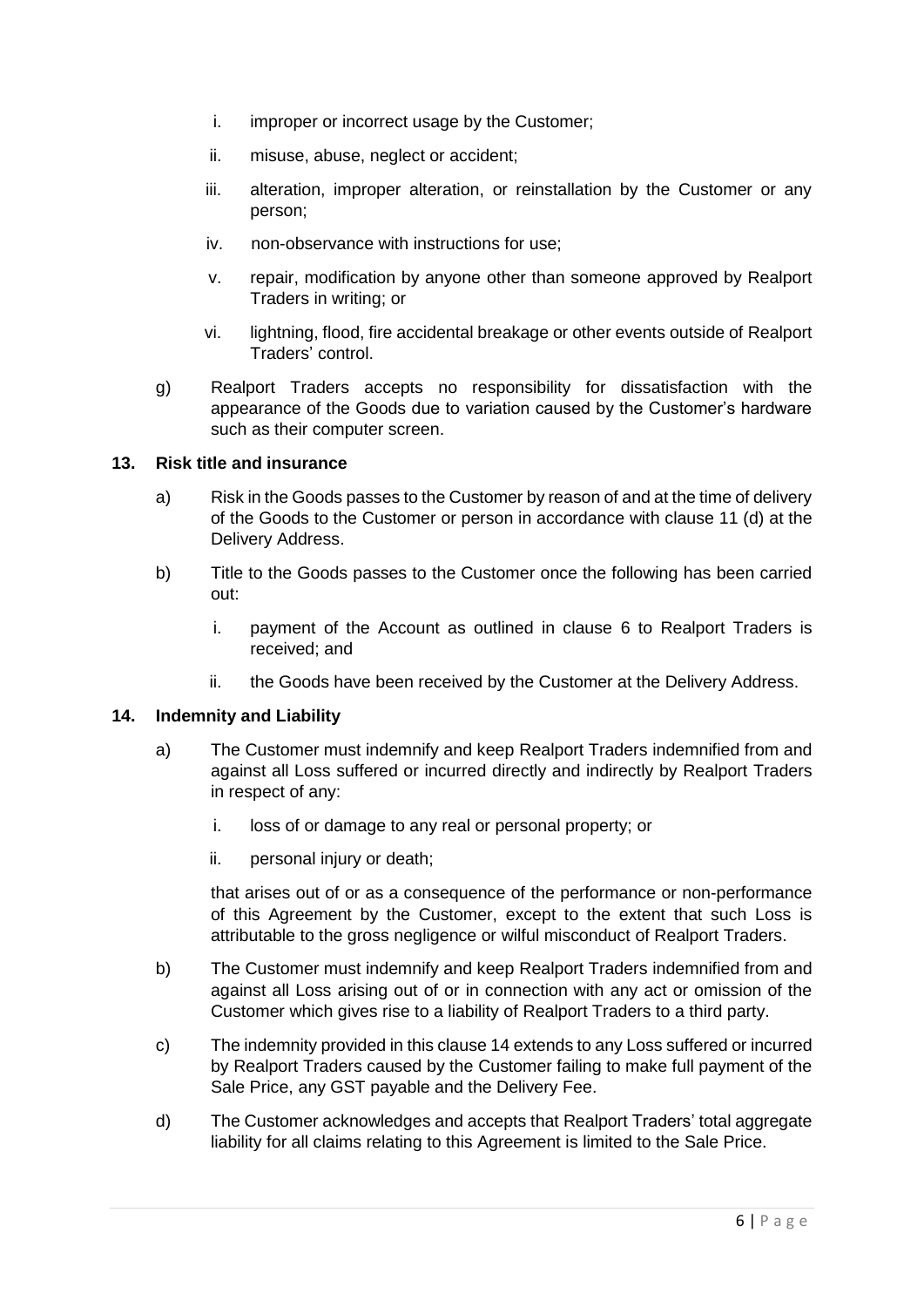i. improper or incorrect usage by the Customer;

ii. misuse, abuse, neglect or accident;

iii. alteration, improper alteration, or reinstallation by the Customer or any person;

iv. non-observance with instructions for use;

v. repair, modification by anyone other than someone approved by Realport Traders in writing; or

vi. lightning, flood, fire accidental breakage or other events outside of Realport Traders' control.

g) Realport Traders accepts no responsibility for dissatisfaction with the appearance of the Goods due to variation caused by the Customer's hardware such as their computer screen.

## 13. Risk title and insurance

a) Risk in the Goods passes to the Customer by reason of and at the time of delivery of the Goods to the Customer or person in accordance with clause 11 (d) at the Delivery Address.

b) Title to the Goods passes to the Customer once the following has been carried out:

i. payment of the Account as outlined in clause 6 to Realport Traders is received; and

ii. the Goods have been received by the Customer at the Delivery Address.

## 14. Indemnity and Liability

a) The Customer must indemnify and keep Realport Traders indemnified from and against all Loss suffered or incurred directly and indirectly by Realport Traders in respect of any:

i. loss of or damage to any real or personal property; or

ii. personal injury or death;

that arises out of or as a consequence of the performance or non-performance of this Agreement by the Customer, except to the extent that such Loss is attributable to the gross negligence or wilful misconduct of Realport Traders.

b) The Customer must indemnify and keep Realport Traders indemnified from and against all Loss arising out of or in connection with any act or omission of the Customer which gives rise to a liability of Realport Traders to a third party.

c) The indemnity provided in this clause 14 extends to any Loss suffered or incurred by Realport Traders caused by the Customer failing to make full payment of the Sale Price, any GST payable and the Delivery Fee.

d) The Customer acknowledges and accepts that Realport Traders' total aggregate liability for all claims relating to this Agreement is limited to the Sale Price.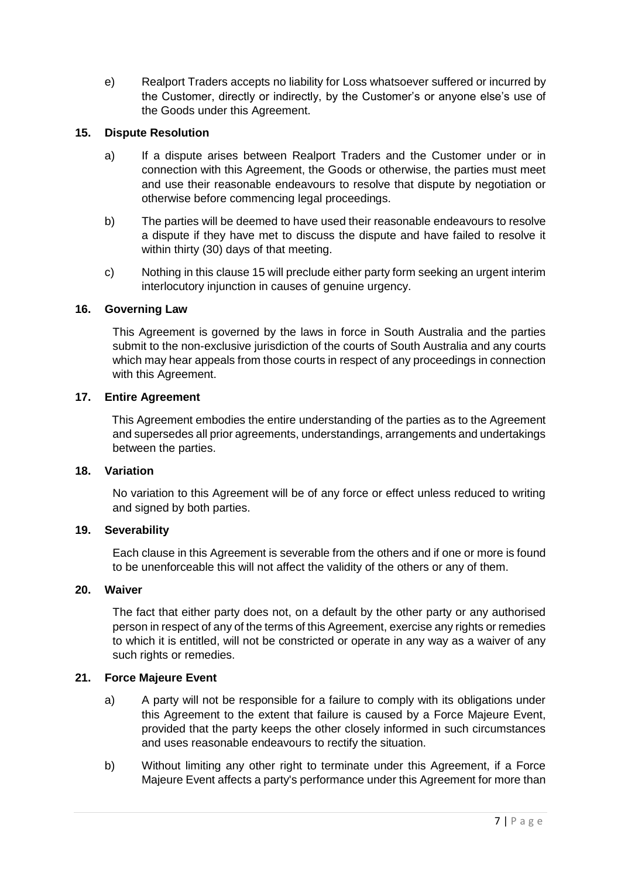e) Realport Traders accepts no liability for Loss whatsoever suffered or incurred by the Customer, directly or indirectly, by the Customer's or anyone else's use of the Goods under this Agreement.

## 15. Dispute Resolution

a) If a dispute arises between Realport Traders and the Customer under or in connection with this Agreement, the Goods or otherwise, the parties must meet and use their reasonable endeavours to resolve that dispute by negotiation or otherwise before commencing legal proceedings.

b) The parties will be deemed to have used their reasonable endeavours to resolve a dispute if they have met to discuss the dispute and have failed to resolve it within thirty (30) days of that meeting.

c) Nothing in this clause 15 will preclude either party form seeking an urgent interim interlocutory injunction in causes of genuine urgency.

## 16. Governing Law

This Agreement is governed by the laws in force in South Australia and the parties submit to the non-exclusive jurisdiction of the courts of South Australia and any courts which may hear appeals from those courts in respect of any proceedings in connection with this Agreement.

## 17. Entire Agreement

This Agreement embodies the entire understanding of the parties as to the Agreement and supersedes all prior agreements, understandings, arrangements and undertakings between the parties.

## 18. Variation

No variation to this Agreement will be of any force or effect unless reduced to writing and signed by both parties.

## 19. Severability

Each clause in this Agreement is severable from the others and if one or more is found to be unenforceable this will not affect the validity of the others or any of them.

## 20. Waiver

The fact that either party does not, on a default by the other party or any authorised person in respect of any of the terms of this Agreement, exercise any rights or remedies to which it is entitled, will not be constricted or operate in any way as a waiver of any such rights or remedies.

## 21. Force Majeure Event

a) A party will not be responsible for a failure to comply with its obligations under this Agreement to the extent that failure is caused by a Force Majeure Event, provided that the party keeps the other closely informed in such circumstances and uses reasonable endeavours to rectify the situation.

b) Without limiting any other right to terminate under this Agreement, if a Force Majeure Event affects a party's performance under this Agreement for more than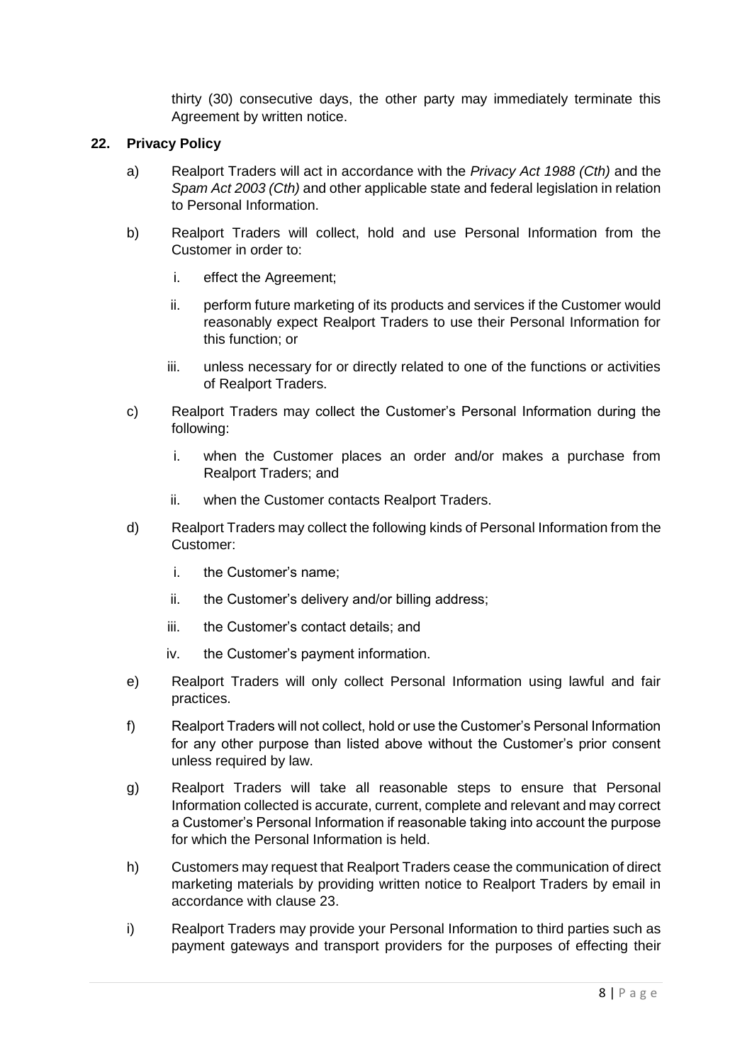thirty (30) consecutive days, the other party may immediately terminate this Agreement by written notice.

## 22. Privacy Policy

a) Realport Traders will act in accordance with the *Privacy Act 1988 (Cth)* and the *Spam Act 2003 (Cth)* and other applicable state and federal legislation in relation to Personal Information.

b) Realport Traders will collect, hold and use Personal Information from the Customer in order to:

   i. effect the Agreement;

   ii. perform future marketing of its products and services if the Customer would reasonably expect Realport Traders to use their Personal Information for this function; or

   iii. unless necessary for or directly related to one of the functions or activities of Realport Traders.

c) Realport Traders may collect the Customer's Personal Information during the following:

   i. when the Customer places an order and/or makes a purchase from Realport Traders; and

   ii. when the Customer contacts Realport Traders.

d) Realport Traders may collect the following kinds of Personal Information from the Customer:

   i. the Customer's name;

   ii. the Customer's delivery and/or billing address;

   iii. the Customer's contact details; and

   iv. the Customer's payment information.

e) Realport Traders will only collect Personal Information using lawful and fair practices.

f) Realport Traders will not collect, hold or use the Customer's Personal Information for any other purpose than listed above without the Customer's prior consent unless required by law.

g) Realport Traders will take all reasonable steps to ensure that Personal Information collected is accurate, current, complete and relevant and may correct a Customer's Personal Information if reasonable taking into account the purpose for which the Personal Information is held.

h) Customers may request that Realport Traders cease the communication of direct marketing materials by providing written notice to Realport Traders by email in accordance with clause 23.

i) Realport Traders may provide your Personal Information to third parties such as payment gateways and transport providers for the purposes of effecting their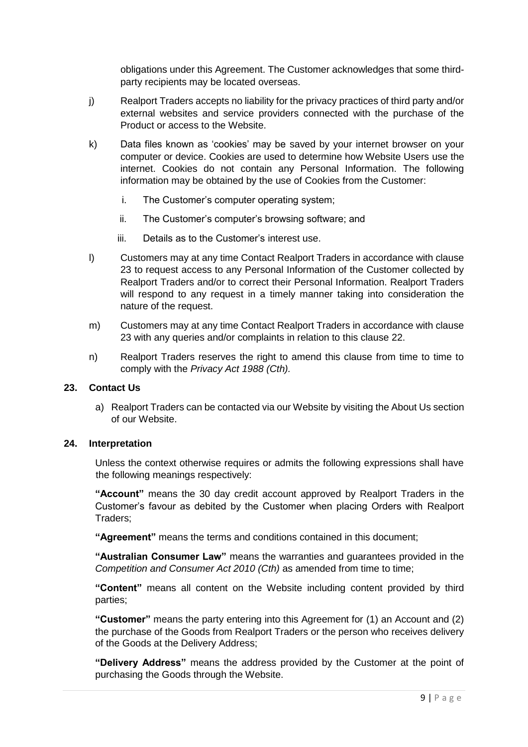obligations under this Agreement. The Customer acknowledges that some third-party recipients may be located overseas.

j) Realport Traders accepts no liability for the privacy practices of third party and/or external websites and service providers connected with the purchase of the Product or access to the Website.

k) Data files known as 'cookies' may be saved by your internet browser on your computer or device. Cookies are used to determine how Website Users use the internet. Cookies do not contain any Personal Information. The following information may be obtained by the use of Cookies from the Customer:

   i. The Customer's computer operating system;

   ii. The Customer's computer's browsing software; and

   iii. Details as to the Customer's interest use.

l) Customers may at any time Contact Realport Traders in accordance with clause 23 to request access to any Personal Information of the Customer collected by Realport Traders and/or to correct their Personal Information. Realport Traders will respond to any request in a timely manner taking into consideration the nature of the request.

m) Customers may at any time Contact Realport Traders in accordance with clause 23 with any queries and/or complaints in relation to this clause 22.

n) Realport Traders reserves the right to amend this clause from time to time to comply with the *Privacy Act 1988 (Cth).*

## 23. Contact Us

a) Realport Traders can be contacted via our Website by visiting the About Us section of our Website.

## 24. Interpretation

Unless the context otherwise requires or admits the following expressions shall have the following meanings respectively:

**"Account"** means the 30 day credit account approved by Realport Traders in the Customer's favour as debited by the Customer when placing Orders with Realport Traders;

**"Agreement"** means the terms and conditions contained in this document;

**"Australian Consumer Law"** means the warranties and guarantees provided in the *Competition and Consumer Act 2010 (Cth)* as amended from time to time;

**"Content"** means all content on the Website including content provided by third parties;

**"Customer"** means the party entering into this Agreement for (1) an Account and (2) the purchase of the Goods from Realport Traders or the person who receives delivery of the Goods at the Delivery Address;

**"Delivery Address"** means the address provided by the Customer at the point of purchasing the Goods through the Website.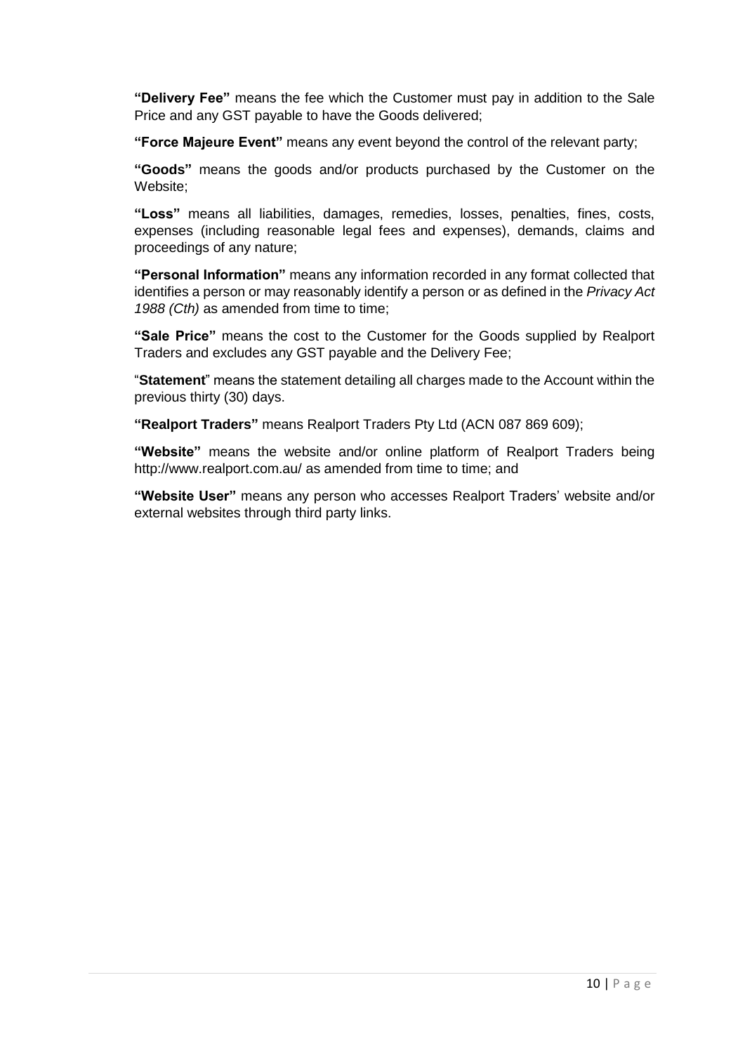**"Delivery Fee"** means the fee which the Customer must pay in addition to the Sale Price and any GST payable to have the Goods delivered;

**"Force Majeure Event"** means any event beyond the control of the relevant party;

**"Goods"** means the goods and/or products purchased by the Customer on the Website;

**"Loss"** means all liabilities, damages, remedies, losses, penalties, fines, costs, expenses (including reasonable legal fees and expenses), demands, claims and proceedings of any nature;

**"Personal Information"** means any information recorded in any format collected that identifies a person or may reasonably identify a person or as defined in the *Privacy Act 1988 (Cth)* as amended from time to time;

**"Sale Price"** means the cost to the Customer for the Goods supplied by Realport Traders and excludes any GST payable and the Delivery Fee;

"**Statement**" means the statement detailing all charges made to the Account within the previous thirty (30) days.

**"Realport Traders"** means Realport Traders Pty Ltd (ACN 087 869 609);

**"Website"** means the website and/or online platform of Realport Traders being http://www.realport.com.au/ as amended from time to time; and

**"Website User"** means any person who accesses Realport Traders' website and/or external websites through third party links.